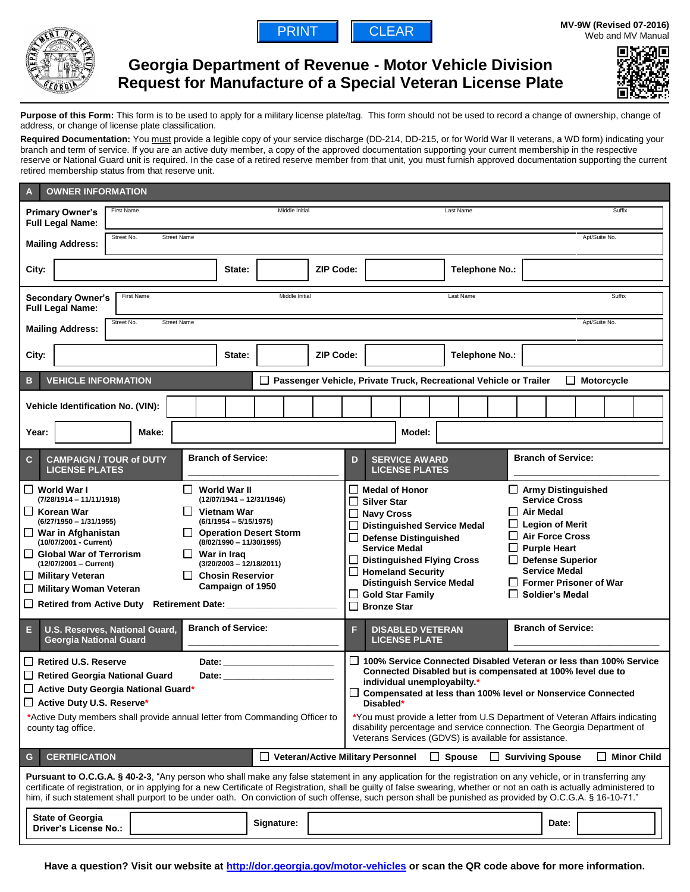PRINT | CLEAR

MV-9W (Revised 07-2016)
Web and MV Manual

# Georgia Department of Revenue - Motor Vehicle Division
# Request for Manufacture of a Special Veteran License Plate

**Purpose of this Form:** This form is to be used to apply for a military license plate/tag. This form should not be used to record a change of ownership, change of address, or change of license plate classification.

**Required Documentation:** You must provide a legible copy of your service discharge (DD-214, DD-215, or for World War II veterans, a WD form) indicating your branch and term of service. If you are an active duty member, a copy of the approved documentation supporting your current membership in the respective reserve or National Guard unit is required. In the case of a retired reserve member from that unit, you must furnish approved documentation supporting the current retired membership status from that reserve unit.

## A OWNER INFORMATION

**Primary Owner's Full Legal Name:** First Name | Middle Initial | Last Name | Suffix

**Mailing Address:** Street No. | Street Name | Apt/Suite No.

**City:** ______ **State:** ______ **ZIP Code:** ______ **Telephone No.:** ______

**Secondary Owner's Full Legal Name:** First Name | Middle Initial | Last Name | Suffix

**Mailing Address:** Street No. | Street Name | Apt/Suite No.

**City:** ______ **State:** ______ **ZIP Code:** ______ **Telephone No.:** ______

## B VEHICLE INFORMATION

☐ Passenger Vehicle, Private Truck, Recreational Vehicle or Trailer ☐ Motorcycle

**Vehicle Identification No. (VIN):** ______

**Year:** ______ **Make:** ______ **Model:** ______

## C CAMPAIGN / TOUR of DUTY LICENSE PLATES

**Branch of Service:** ______

- ☐ **World War I** (7/28/1914 – 11/11/1918)
- ☐ **World War II** (12/07/1941 – 12/31/1946)
- ☐ **Korean War** (6/27/1950 – 1/31/1955)
- ☐ **Vietnam War** (6/1/1954 – 5/15/1975)
- ☐ **War in Afghanistan** (10/07/2001 - Current)
- ☐ **Operation Desert Storm** (8/02/1990 – 11/30/1995)
- ☐ **Global War of Terrorism** (12/07/2001 – Current)
- ☐ **War in Iraq** (3/20/2003 – 12/18/2011)
- ☐ **Military Veteran**
- ☐ **Chosin Reservior Campaign of 1950**
- ☐ **Military Woman Veteran**
- ☐ **Retired from Active Duty** **Retirement Date:** ______

## D SERVICE AWARD LICENSE PLATES

**Branch of Service:** ______

- ☐ **Medal of Honor**
- ☐ **Army Distinguished Service Cross**
- ☐ **Silver Star**
- ☐ **Air Medal**
- ☐ **Navy Cross**
- ☐ **Legion of Merit**
- ☐ **Distinguished Service Medal**
- ☐ **Air Force Cross**
- ☐ **Defense Distinguished Service Medal**
- ☐ **Purple Heart**
- ☐ **Distinguished Flying Cross**
- ☐ **Defense Superior Service Medal**
- ☐ **Homeland Security Distinguish Service Medal**
- ☐ **Former Prisoner of War**
- ☐ **Gold Star Family**
- ☐ **Soldier's Medal**
- ☐ **Bronze Star**

## E U.S. Reserves, National Guard, Georgia National Guard

**Branch of Service:** ______

- ☐ **Retired U.S. Reserve** **Date:** ______
- ☐ **Retired Georgia National Guard** **Date:** ______
- ☐ **Active Duty Georgia National Guard***
- ☐ **Active Duty U.S. Reserve***

*Active Duty members shall provide annual letter from Commanding Officer to county tag office.

## F DISABLED VETERAN LICENSE PLATE

**Branch of Service:** ______

- ☐ **100% Service Connected Disabled Veteran or less than 100% Service Connected Disabled but is compensated at 100% level due to individual unemployabilty.***
- ☐ **Compensated at less than 100% level or Nonservice Connected Disabled***

*You must provide a letter from U.S Department of Veteran Affairs indicating disability percentage and service connection. The Georgia Department of Veterans Services (GDVS) is available for assistance.

## G CERTIFICATION

☐ Veteran/Active Military Personnel ☐ Spouse ☐ Surviving Spouse ☐ Minor Child

**Pursuant to O.C.G.A. § 40-2-3**, "Any person who shall make any false statement in any application for the registration on any vehicle, or in transferring any certificate of registration, or in applying for a new Certificate of Registration, shall be guilty of false swearing, whether or not an oath is actually administered to him, if such statement shall purport to be under oath. On conviction of such offense, such person shall be punished as provided by O.C.G.A. § 16-10-71."

**State of Georgia Driver's License No.:** ______ **Signature:** ______ **Date:** ______

**Have a question? Visit our website at http://dor.georgia.gov/motor-vehicles or scan the QR code above for more information.**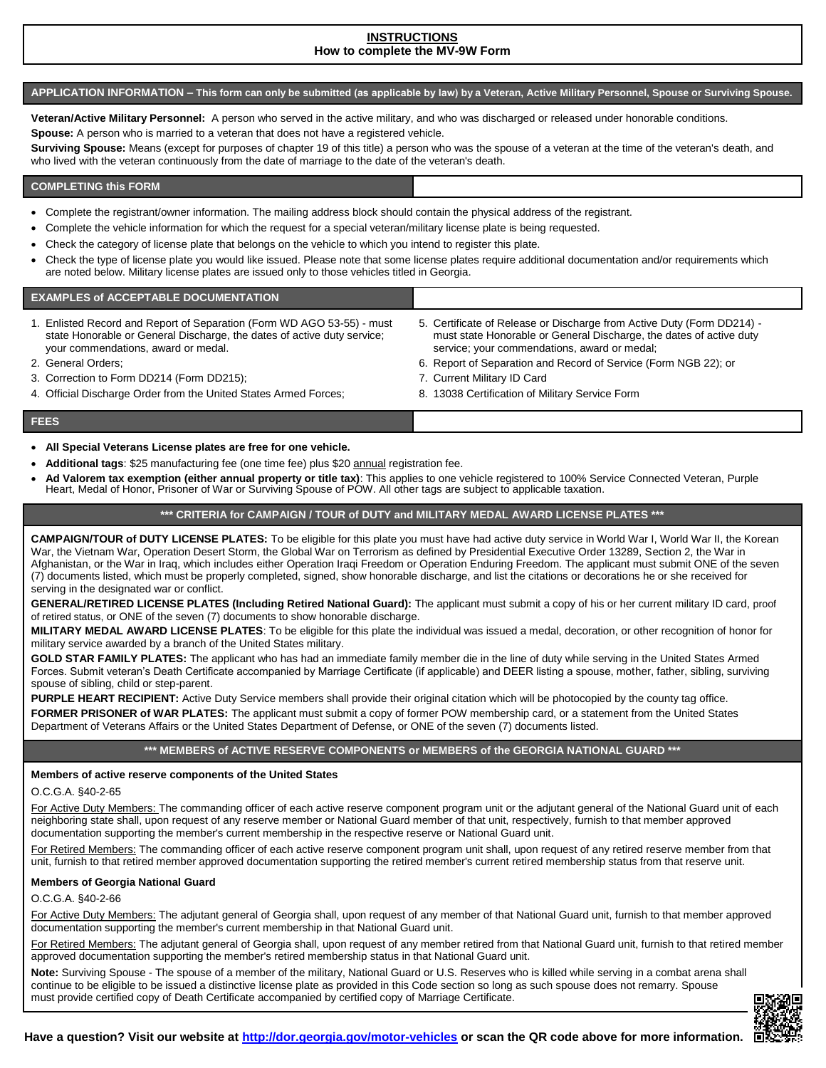## INSTRUCTIONS
### How to complete the MV-9W Form

### APPLICATION INFORMATION – This form can only be submitted (as applicable by law) by a Veteran, Active Military Personnel, Spouse or Surviving Spouse.

**Veteran/Active Military Personnel:** A person who served in the active military, and who was discharged or released under honorable conditions.

**Spouse:** A person who is married to a veteran that does not have a registered vehicle.

**Surviving Spouse:** Means (except for purposes of chapter 19 of this title) a person who was the spouse of a veteran at the time of the veteran's death, and who lived with the veteran continuously from the date of marriage to the date of the veteran's death.

### COMPLETING this FORM

- Complete the registrant/owner information. The mailing address block should contain the physical address of the registrant.
- Complete the vehicle information for which the request for a special veteran/military license plate is being requested.
- Check the category of license plate that belongs on the vehicle to which you intend to register this plate.
- Check the type of license plate you would like issued. Please note that some license plates require additional documentation and/or requirements which are noted below. Military license plates are issued only to those vehicles titled in Georgia.

### EXAMPLES of ACCEPTABLE DOCUMENTATION

1. Enlisted Record and Report of Separation (Form WD AGO 53-55) - must state Honorable or General Discharge, the dates of active duty service; your commendations, award or medal.
2. General Orders;
3. Correction to Form DD214 (Form DD215);
4. Official Discharge Order from the United States Armed Forces;
5. Certificate of Release or Discharge from Active Duty (Form DD214) - must state Honorable or General Discharge, the dates of active duty service; your commendations, award or medal;
6. Report of Separation and Record of Service (Form NGB 22); or
7. Current Military ID Card
8. 13038 Certification of Military Service Form

### FEES

- **All Special Veterans License plates are free for one vehicle.**
- **Additional tags**: $25 manufacturing fee (one time fee) plus $20 annual registration fee.
- **Ad Valorem tax exemption (either annual property or title tax)**: This applies to one vehicle registered to 100% Service Connected Veteran, Purple Heart, Medal of Honor, Prisoner of War or Surviving Spouse of POW. All other tags are subject to applicable taxation.

### \*\*\* CRITERIA for CAMPAIGN / TOUR of DUTY and MILITARY MEDAL AWARD LICENSE PLATES \*\*\*

**CAMPAIGN/TOUR of DUTY LICENSE PLATES:** To be eligible for this plate you must have had active duty service in World War I, World War II, the Korean War, the Vietnam War, Operation Desert Storm, the Global War on Terrorism as defined by Presidential Executive Order 13289, Section 2, the War in Afghanistan, or the War in Iraq, which includes either Operation Iraqi Freedom or Operation Enduring Freedom. The applicant must submit ONE of the seven (7) documents listed, which must be properly completed, signed, show honorable discharge, and list the citations or decorations he or she received for serving in the designated war or conflict.

**GENERAL/RETIRED LICENSE PLATES (Including Retired National Guard):** The applicant must submit a copy of his or her current military ID card, proof of retired status, or ONE of the seven (7) documents to show honorable discharge.

**MILITARY MEDAL AWARD LICENSE PLATES**: To be eligible for this plate the individual was issued a medal, decoration, or other recognition of honor for military service awarded by a branch of the United States military.

**GOLD STAR FAMILY PLATES:** The applicant who has had an immediate family member die in the line of duty while serving in the United States Armed Forces. Submit veteran's Death Certificate accompanied by Marriage Certificate (if applicable) and DEER listing a spouse, mother, father, sibling, surviving spouse of sibling, child or step-parent.

**PURPLE HEART RECIPIENT:** Active Duty Service members shall provide their original citation which will be photocopied by the county tag office.

**FORMER PRISONER of WAR PLATES:** The applicant must submit a copy of former POW membership card, or a statement from the United States Department of Veterans Affairs or the United States Department of Defense, or ONE of the seven (7) documents listed.

### \*\*\* MEMBERS of ACTIVE RESERVE COMPONENTS or MEMBERS of the GEORGIA NATIONAL GUARD \*\*\*

**Members of active reserve components of the United States**

O.C.G.A. §40-2-65

For Active Duty Members: The commanding officer of each active reserve component program unit or the adjutant general of the National Guard unit of each neighboring state shall, upon request of any reserve member or National Guard member of that unit, respectively, furnish to that member approved documentation supporting the member's current membership in the respective reserve or National Guard unit.

For Retired Members: The commanding officer of each active reserve component program unit shall, upon request of any retired reserve member from that unit, furnish to that retired member approved documentation supporting the retired member's current retired membership status from that reserve unit.

**Members of Georgia National Guard**

O.C.G.A. §40-2-66

For Active Duty Members: The adjutant general of Georgia shall, upon request of any member of that National Guard unit, furnish to that member approved documentation supporting the member's current membership in that National Guard unit.

For Retired Members: The adjutant general of Georgia shall, upon request of any member retired from that National Guard unit, furnish to that retired member approved documentation supporting the member's retired membership status in that National Guard unit.

**Note:** Surviving Spouse - The spouse of a member of the military, National Guard or U.S. Reserves who is killed while serving in a combat arena shall continue to be eligible to be issued a distinctive license plate as provided in this Code section so long as such spouse does not remarry. Spouse must provide certified copy of Death Certificate accompanied by certified copy of Marriage Certificate.

**Have a question? Visit our website at [http://dor.georgia.gov/motor-vehicles](http://dor.georgia.gov/motor-vehicles) or scan the QR code above for more information.**